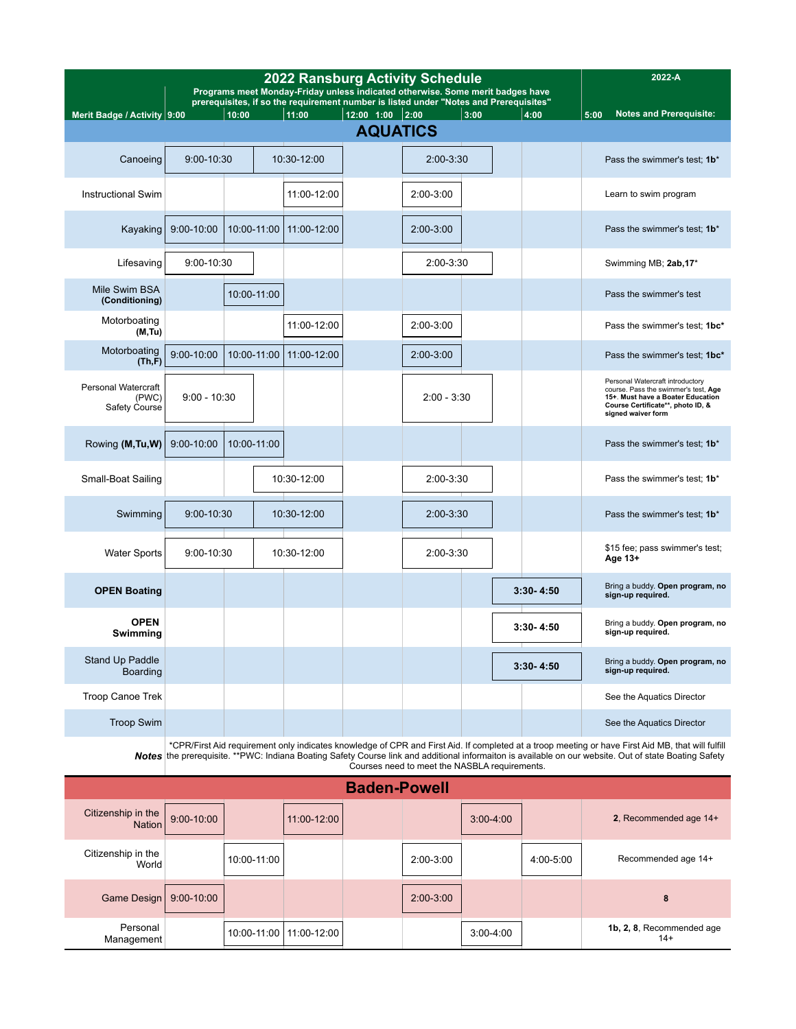# 2022 Ransburg Activity Schedule

**2022-A**

Programs meet Monday-Friday unless indicated otherwise. Some merit badges have prerequisites, if so the requirement number is listed under "Notes and Prerequisites"

| Merit Badge / Activity | 9:00 | 10:00 | 11:00 | 12:00 1:00 | 2:00 | 3:00 | 4:00 | 5:00 Notes and Prerequisite: |
|---|---|---|---|---|---|---|---|---|
| **AQUATICS** | | | | | | | | |
| Canoeing | 9:00-10:30 | 10:30-12:00 | | | 2:00-3:30 | | | Pass the swimmer's test; **1b*** |
| Instructional Swim | | | 11:00-12:00 | | 2:00-3:00 | | | Learn to swim program |
| Kayaking | 9:00-10:00 | 10:00-11:00 | 11:00-12:00 | | 2:00-3:00 | | | Pass the swimmer's test; **1b*** |
| Lifesaving | 9:00-10:30 | | | | 2:00-3:30 | | | Swimming MB; **2ab,17*** |
| Mile Swim BSA **(Conditioning)** | | 10:00-11:00 | | | | | | Pass the swimmer's test |
| Motorboating **(M,Tu)** | | | 11:00-12:00 | | 2:00-3:00 | | | Pass the swimmer's test; **1bc*** |
| Motorboating **(Th,F)** | 9:00-10:00 | 10:00-11:00 | 11:00-12:00 | | 2:00-3:00 | | | Pass the swimmer's test; **1bc*** |
| Personal Watercraft (PWC) Safety Course | 9:00 - 10:30 | | | | 2:00 - 3:30 | | | Personal Watercraft introductory course. Pass the swimmer's test, **Age 15+. Must have a Boater Education Course Certificate**, photo ID, & signed waiver form** |
| Rowing **(M,Tu,W)** | 9:00-10:00 | 10:00-11:00 | | | | | | Pass the swimmer's test; **1b*** |
| Small-Boat Sailing | | 10:30-12:00 | | | 2:00-3:30 | | | Pass the swimmer's test; **1b*** |
| Swimming | 9:00-10:30 | 10:30-12:00 | | | 2:00-3:30 | | | Pass the swimmer's test; **1b*** |
| Water Sports | 9:00-10:30 | 10:30-12:00 | | | 2:00-3:30 | | | $15 fee; pass swimmer's test; **Age 13+** |
| **OPEN Boating** | | | | | | | **3:30- 4:50** | Bring a buddy. **Open program, no sign-up required.** |
| **OPEN Swimming** | | | | | | | **3:30- 4:50** | Bring a buddy. **Open program, no sign-up required.** |
| Stand Up Paddle Boarding | | | | | | | **3:30- 4:50** | Bring a buddy. **Open program, no sign-up required.** |
| Troop Canoe Trek | | | | | | | | See the Aquatics Director |
| Troop Swim | | | | | | | | See the Aquatics Director |
| ***Notes*** | *CPR/First Aid requirement only indicates knowledge of CPR and First Aid. If completed at a troop meeting or have First Aid MB, that will fulfill the prerequisite. **PWC: Indiana Boating Safety Course link and additional informaiton is available on our website. Out of state Boating Safety Courses need to meet the NASBLA requirements. | | | | | | | |
| **Baden-Powell** | | | | | | | | |
| Citizenship in the Nation | 9:00-10:00 | | 11:00-12:00 | | | 3:00-4:00 | | **2**, Recommended age 14+ |
| Citizenship in the World | | 10:00-11:00 | | | 2:00-3:00 | | 4:00-5:00 | Recommended age 14+ |
| Game Design | 9:00-10:00 | | | | 2:00-3:00 | | | **8** |
| Personal Management | | 10:00-11:00 | 11:00-12:00 | | | 3:00-4:00 | | **1b, 2, 8**, Recommended age 14+ |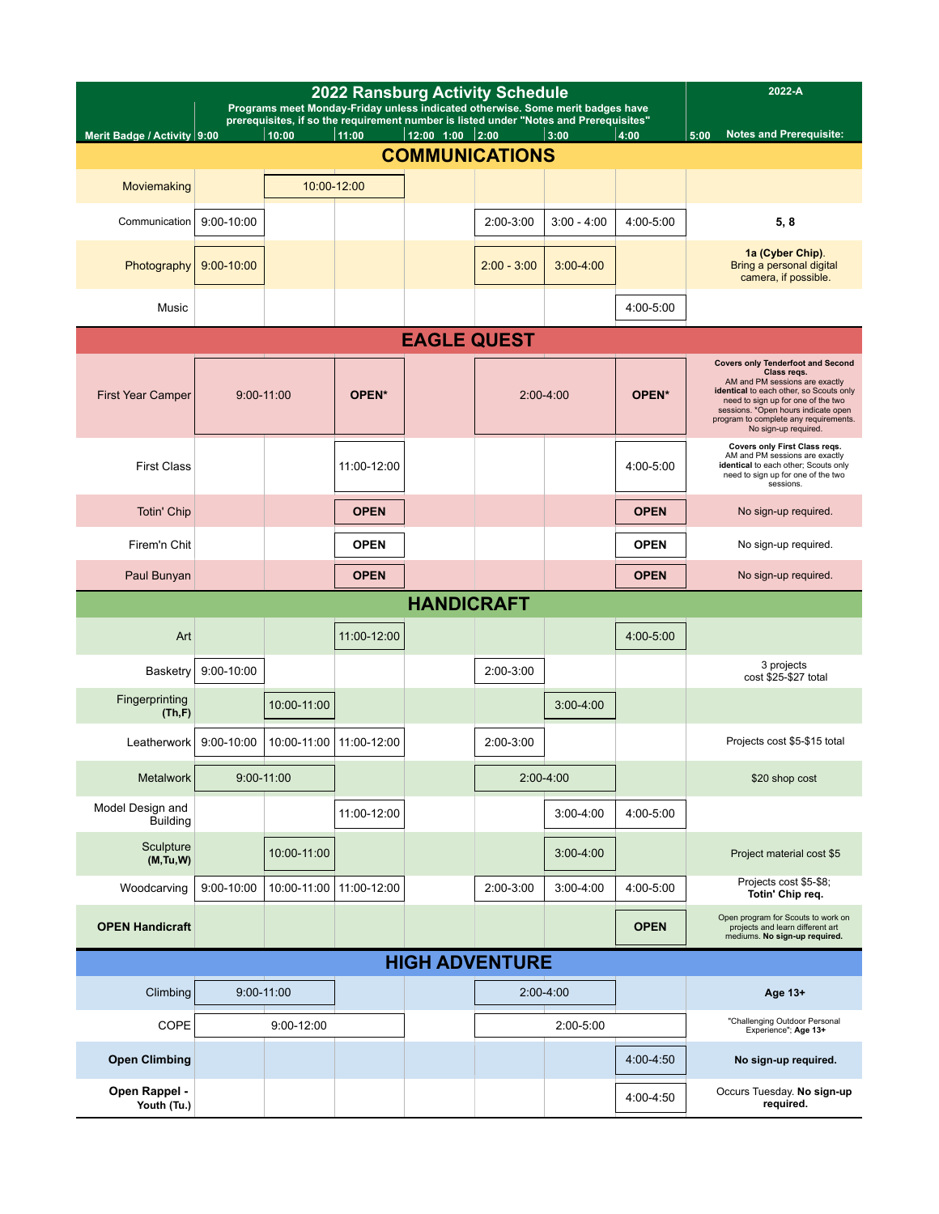# 2022 Ransburg Activity Schedule

**2022-A**

Programs meet Monday-Friday unless indicated otherwise. Some merit badges have prerequisites, if so the requirement number is listed under "Notes and Prerequisites"

| Merit Badge / Activity | 9:00 | 10:00 | 11:00 | 12:00 1:00 | 2:00 | 3:00 | 4:00 | 5:00 Notes and Prerequisite: |
|---|---|---|---|---|---|---|---|---|
| **COMMUNICATIONS** | | | | | | | | |
| Moviemaking | | 10:00-12:00 | | | | | | |
| Communication | 9:00-10:00 | | | | 2:00-3:00 | 3:00 - 4:00 | 4:00-5:00 | **5, 8** |
| Photography | 9:00-10:00 | | | | 2:00 - 3:00 | 3:00-4:00 | | **1a (Cyber Chip)**. Bring a personal digital camera, if possible. |
| Music | | | | | | | 4:00-5:00 | |
| **EAGLE QUEST** | | | | | | | | |
| First Year Camper | 9:00-11:00 | | **OPEN*** | | 2:00-4:00 | | **OPEN*** | **Covers only Tenderfoot and Second Class reqs.** AM and PM sessions are exactly **identical** to each other, so Scouts only need to sign up for one of the two sessions. *Open hours indicate open program to complete any requirements. No sign-up required. |
| First Class | | | 11:00-12:00 | | | | 4:00-5:00 | **Covers only First Class reqs.** AM and PM sessions are exactly **identical** to each other; Scouts only need to sign up for one of the two sessions. |
| Totin' Chip | | | **OPEN** | | | | **OPEN** | No sign-up required. |
| Firem'n Chit | | | **OPEN** | | | | **OPEN** | No sign-up required. |
| Paul Bunyan | | | **OPEN** | | | | **OPEN** | No sign-up required. |
| **HANDICRAFT** | | | | | | | | |
| Art | | | 11:00-12:00 | | | | 4:00-5:00 | |
| Basketry | 9:00-10:00 | | | | 2:00-3:00 | | | 3 projects cost $25-$27 total |
| Fingerprinting **(Th,F)** | | 10:00-11:00 | | | | 3:00-4:00 | | |
| Leatherwork | 9:00-10:00 | 10:00-11:00 | 11:00-12:00 | | 2:00-3:00 | | | Projects cost $5-$15 total |
| Metalwork | 9:00-11:00 | | | | 2:00-4:00 | | | $20 shop cost |
| Model Design and Building | | | 11:00-12:00 | | | 3:00-4:00 | 4:00-5:00 | |
| Sculpture **(M,Tu,W)** | | 10:00-11:00 | | | | 3:00-4:00 | | Project material cost $5 |
| Woodcarving | 9:00-10:00 | 10:00-11:00 | 11:00-12:00 | | 2:00-3:00 | 3:00-4:00 | 4:00-5:00 | Projects cost $5-$8; **Totin' Chip req.** |
| **OPEN Handicraft** | | | | | | | **OPEN** | Open program for Scouts to work on projects and learn different art mediums. **No sign-up required.** |
| **HIGH ADVENTURE** | | | | | | | | |
| Climbing | 9:00-11:00 | | | | 2:00-4:00 | | | **Age 13+** |
| COPE | 9:00-12:00 | | | | 2:00-5:00 | | | "Challenging Outdoor Personal Experience"; **Age 13+** |
| **Open Climbing** | | | | | | | 4:00-4:50 | **No sign-up required.** |
| **Open Rappel - Youth (Tu.)** | | | | | | | 4:00-4:50 | Occurs Tuesday. **No sign-up required.** |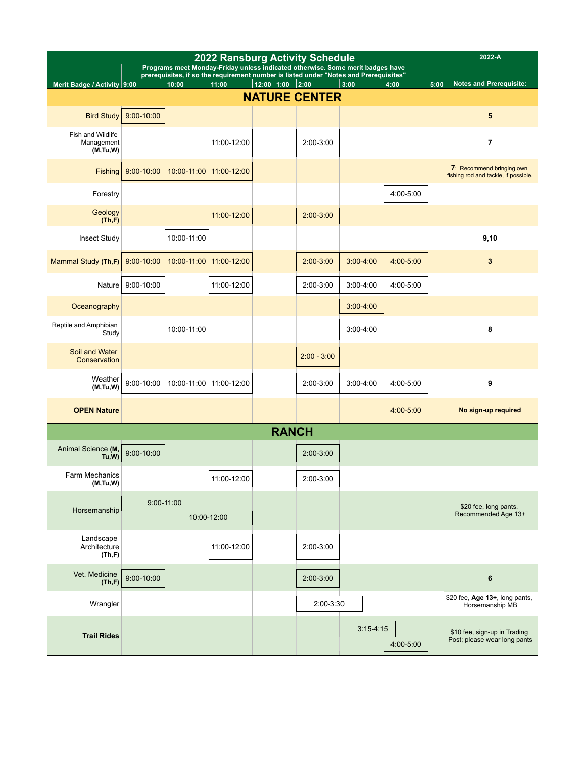# 2022 Ransburg Activity Schedule

**2022-A**

Programs meet Monday-Friday unless indicated otherwise. Some merit badges have prerequisites, if so the requirement number is listed under "Notes and Prerequisites"

| Merit Badge / Activity | 9:00 | 10:00 | 11:00 | 12:00 1:00 | 2:00 | 3:00 | 4:00 | 5:00 Notes and Prerequisite: |
|---|---|---|---|---|---|---|---|---|
| **NATURE CENTER** | | | | | | | | |
| Bird Study | 9:00-10:00 | | | | | | | 5 |
| Fish and Wildlife Management **(M,Tu,W)** | | | 11:00-12:00 | | 2:00-3:00 | | | 7 |
| Fishing | 9:00-10:00 | 10:00-11:00 | 11:00-12:00 | | | | | **7**; Recommend bringing own fishing rod and tackle, if possible. |
| Forestry | | | | | | | 4:00-5:00 | |
| Geology **(Th,F)** | | | 11:00-12:00 | | 2:00-3:00 | | | |
| Insect Study | | 10:00-11:00 | | | | | | 9,10 |
| Mammal Study **(Th,F)** | 9:00-10:00 | 10:00-11:00 | 11:00-12:00 | | 2:00-3:00 | 3:00-4:00 | 4:00-5:00 | 3 |
| Nature | 9:00-10:00 | | 11:00-12:00 | | 2:00-3:00 | 3:00-4:00 | 4:00-5:00 | |
| Oceanography | | | | | | 3:00-4:00 | | |
| Reptile and Amphibian Study | | 10:00-11:00 | | | | 3:00-4:00 | | 8 |
| Soil and Water Conservation | | | | | 2:00 - 3:00 | | | |
| Weather **(M,Tu,W)** | 9:00-10:00 | 10:00-11:00 | 11:00-12:00 | | 2:00-3:00 | 3:00-4:00 | 4:00-5:00 | 9 |
| **OPEN Nature** | | | | | | | 4:00-5:00 | **No sign-up required** |
| **RANCH** | | | | | | | | |
| Animal Science **(M, Tu,W)** | 9:00-10:00 | | | | 2:00-3:00 | | | |
| Farm Mechanics **(M,Tu,W)** | | | 11:00-12:00 | | 2:00-3:00 | | | |
| Horsemanship | 9:00-11:00 | | | | | | | $20 fee, long pants. Recommended Age 13+ |
| Horsemanship | | 10:00-12:00 | | | | | | |
| Landscape Architecture **(Th,F)** | | | 11:00-12:00 | | 2:00-3:00 | | | |
| Vet. Medicine **(Th,F)** | 9:00-10:00 | | | | 2:00-3:00 | | | 6 |
| Wrangler | | | | | 2:00-3:30 | | | $20 fee, **Age 13+**, long pants, Horsemanship MB |
| **Trail Rides** | | | | | | 3:15-4:15 | | $10 fee, sign-up in Trading Post; please wear long pants |
| **Trail Rides** | | | | | | | 4:00-5:00 | |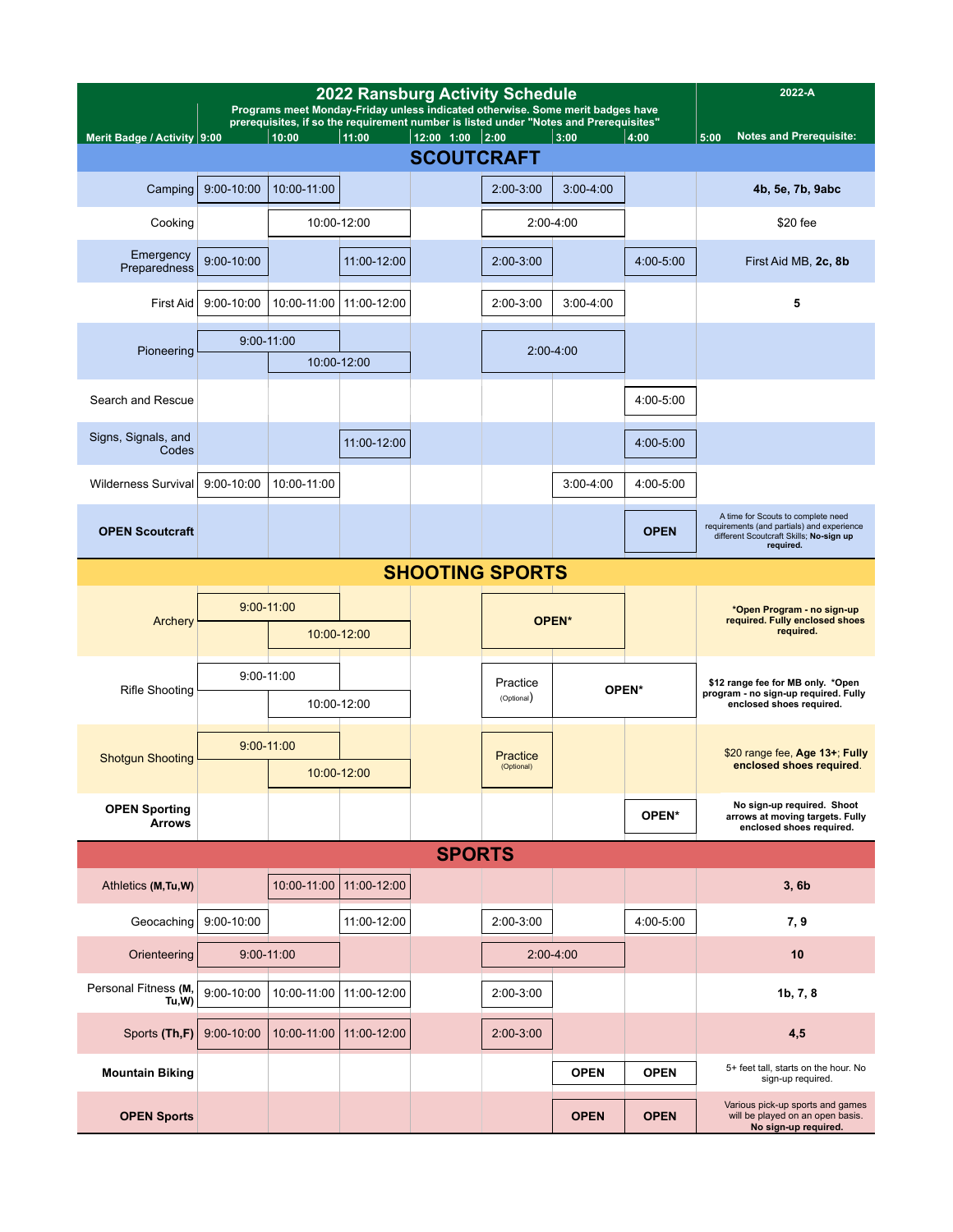# 2022 Ransburg Activity Schedule

2022-A

Programs meet Monday-Friday unless indicated otherwise. Some merit badges have prerequisites, if so the requirement number is listed under "Notes and Prerequisites"

| Merit Badge / Activity | 9:00 | 10:00 | 11:00 | 12:00 1:00 | 2:00 | 3:00 | 4:00 | 5:00 Notes and Prerequisite: |
|---|---|---|---|---|---|---|---|---|
| **SCOUTCRAFT** | | | | | | | | |
| Camping | 9:00-10:00 | 10:00-11:00 | | | 2:00-3:00 | 3:00-4:00 | | **4b, 5e, 7b, 9abc** |
| Cooking | | 10:00-12:00 | | | 2:00-4:00 | | | $20 fee |
| Emergency Preparedness | 9:00-10:00 | | 11:00-12:00 | | 2:00-3:00 | | 4:00-5:00 | First Aid MB, **2c, 8b** |
| First Aid | 9:00-10:00 | 10:00-11:00 | 11:00-12:00 | | 2:00-3:00 | 3:00-4:00 | | **5** |
| Pioneering | 9:00-11:00 | 10:00-12:00 | | | 2:00-4:00 | | | |
| Search and Rescue | | | | | | | 4:00-5:00 | |
| Signs, Signals, and Codes | | | 11:00-12:00 | | | | 4:00-5:00 | |
| Wilderness Survival | 9:00-10:00 | 10:00-11:00 | | | | 3:00-4:00 | 4:00-5:00 | |
| **OPEN Scoutcraft** | | | | | | | **OPEN** | A time for Scouts to complete need requirements (and partials) and experience different Scoutcraft Skills; **No-sign up required.** |
| **SHOOTING SPORTS** | | | | | | | | |
| Archery | 9:00-11:00 | 10:00-12:00 | | | **OPEN*** | | | **\*Open Program - no sign-up required. Fully enclosed shoes required.** |
| Rifle Shooting | 9:00-11:00 | 10:00-12:00 | | | Practice (Optional) | **OPEN*** | | **$12 range fee for MB only. \*Open program - no sign-up required. Fully enclosed shoes required.** |
| Shotgun Shooting | 9:00-11:00 | 10:00-12:00 | | | Practice (Optional) | | | $20 range fee, **Age 13+**; **Fully enclosed shoes required**. |
| **OPEN Sporting Arrows** | | | | | | | **OPEN*** | **No sign-up required. Shoot arrows at moving targets. Fully enclosed shoes required.** |
| **SPORTS** | | | | | | | | |
| Athletics **(M,Tu,W)** | | 10:00-11:00 | 11:00-12:00 | | | | | **3, 6b** |
| Geocaching | 9:00-10:00 | | 11:00-12:00 | | 2:00-3:00 | | 4:00-5:00 | **7, 9** |
| Orienteering | 9:00-11:00 | | | | 2:00-4:00 | | | **10** |
| Personal Fitness **(M, Tu,W)** | 9:00-10:00 | 10:00-11:00 | 11:00-12:00 | | 2:00-3:00 | | | **1b, 7, 8** |
| Sports **(Th,F)** | 9:00-10:00 | 10:00-11:00 | 11:00-12:00 | | 2:00-3:00 | | | **4,5** |
| **Mountain Biking** | | | | | | **OPEN** | **OPEN** | 5+ feet tall, starts on the hour. No sign-up required. |
| **OPEN Sports** | | | | | | **OPEN** | **OPEN** | Various pick-up sports and games will be played on an open basis. **No sign-up required.** |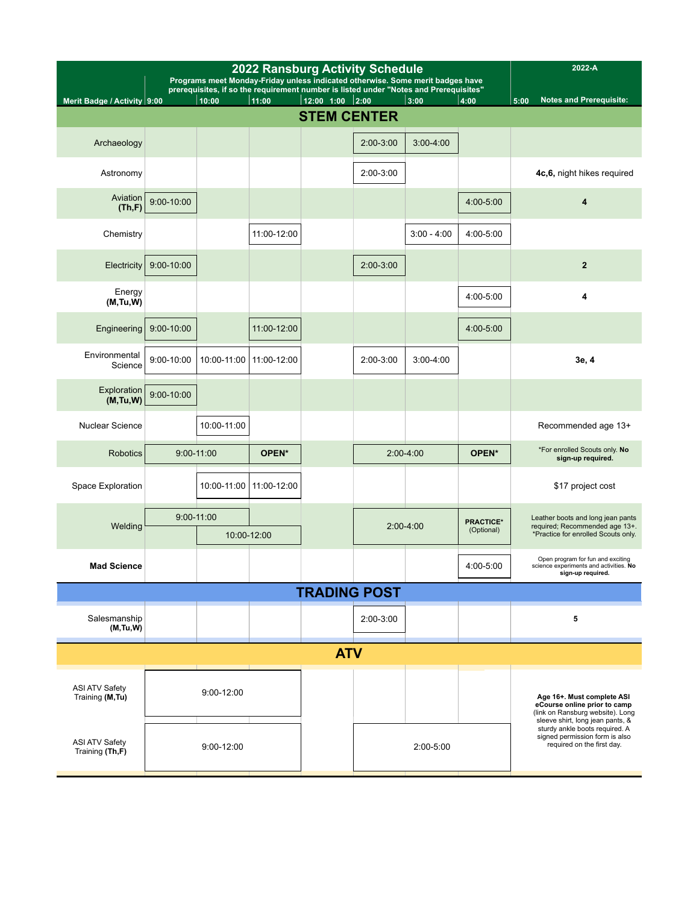# 2022 Ransburg Activity Schedule

**2022-A**

**Programs meet Monday-Friday unless indicated otherwise. Some merit badges have prerequisites, if so the requirement number is listed under "Notes and Prerequisites"**

| Merit Badge / Activity | 9:00 | 10:00 | 11:00 | 12:00 1:00 | 2:00 | 3:00 | 4:00 | 5:00 Notes and Prerequisite: |
|---|---|---|---|---|---|---|---|---|
| **STEM CENTER** | | | | | | | | |
| Archaeology | | | | | 2:00-3:00 | 3:00-4:00 | | |
| Astronomy | | | | | 2:00-3:00 | | | **4c,6,** night hikes required |
| Aviation **(Th,F)** | 9:00-10:00 | | | | | | 4:00-5:00 | **4** |
| Chemistry | | | 11:00-12:00 | | | 3:00 - 4:00 | 4:00-5:00 | |
| Electricity | 9:00-10:00 | | | | 2:00-3:00 | | | **2** |
| Energy **(M,Tu,W)** | | | | | | | 4:00-5:00 | **4** |
| Engineering | 9:00-10:00 | | 11:00-12:00 | | | | 4:00-5:00 | |
| Environmental Science | 9:00-10:00 | 10:00-11:00 | 11:00-12:00 | | 2:00-3:00 | 3:00-4:00 | | **3e, 4** |
| Exploration **(M,Tu,W)** | 9:00-10:00 | | | | | | | |
| Nuclear Science | | 10:00-11:00 | | | | | | Recommended age 13+ |
| Robotics | 9:00-11:00 | | **OPEN*** | | 2:00-4:00 | | **OPEN*** | *For enrolled Scouts only. **No sign-up required.** |
| Space Exploration | | 10:00-11:00 | 11:00-12:00 | | | | | $17 project cost |
| Welding | 9:00-11:00 | 10:00-12:00 | | | 2:00-4:00 | | **PRACTICE*** (Optional) | Leather boots and long jean pants required; Recommended age 13+. *Practice for enrolled Scouts only. |
| **Mad Science** | | | | | | | 4:00-5:00 | Open program for fun and exciting science experiments and activities. **No sign-up required.** |
| **TRADING POST** | | | | | | | | |
| Salesmanship **(M,Tu,W)** | | | | | 2:00-3:00 | | | **5** |
| **ATV** | | | | | | | | |
| ASI ATV Safety Training **(M,Tu)** | 9:00-12:00 | | | | | | | **Age 16+. Must complete ASI eCourse online prior to camp** (link on Ransburg website). Long sleeve shirt, long jean pants, & sturdy ankle boots required. A signed permission form is also required on the first day. |
| ASI ATV Safety Training **(Th,F)** | 9:00-12:00 | | | | 2:00-5:00 | | | |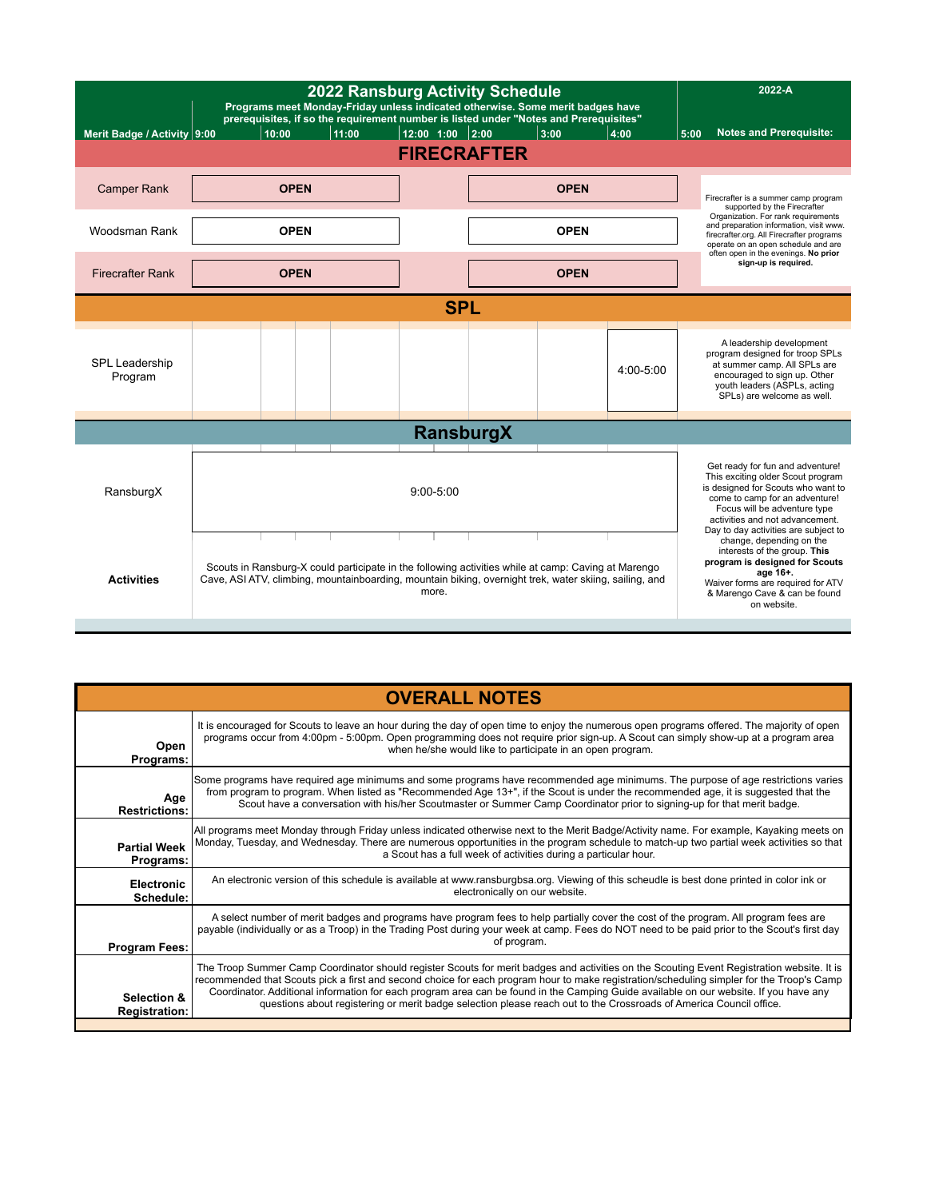# 2022 Ransburg Activity Schedule

**Programs meet Monday-Friday unless indicated otherwise. Some merit badges have prerequisites, if so the requirement number is listed under "Notes and Prerequisites"**

2022-A

| Merit Badge / Activity | 9:00 | 10:00 | 11:00 | 12:00 1:00 | 2:00 | 3:00 | 4:00 | 5:00 | Notes and Prerequisite: |
|---|---|---|---|---|---|---|---|---|---|
| **FIRECRAFTER** | | | | | | | | | |
| Camper Rank | OPEN | | | | OPEN | | | | Firecrafter is a summer camp program supported by the Firecrafter Organization. For rank requirements and preparation information, visit www.firecrafter.org. All Firecrafter programs operate on an open schedule and are often open in the evenings. **No prior sign-up is required.** |
| Woodsman Rank | OPEN | | | | OPEN | | | | |
| Firecrafter Rank | OPEN | | | | OPEN | | | | |
| **SPL** | | | | | | | | | |
| SPL Leadership Program | | | | | | | 4:00-5:00 | | A leadership development program designed for troop SPLs at summer camp. All SPLs are encouraged to sign up. Other youth leaders (ASPLs, acting SPLs) are welcome as well. |
| **RansburgX** | | | | | | | | | |
| RansburgX | 9:00-5:00 | | | | | | | | Get ready for fun and adventure! This exciting older Scout program is designed for Scouts who want to come to camp for an adventure! Focus will be adventure type activities and not advancement. Day to day activities are subject to change, depending on the interests of the group. **This program is designed for Scouts age 16+.** Waiver forms are required for ATV & Marengo Cave & can be found on website. |
| **Activities** | Scouts in Ransburg-X could participate in the following activities while at camp: Caving at Marengo Cave, ASI ATV, climbing, mountainboarding, mountain biking, overnight trek, water skiing, sailing, and more. | | | | | | | | |

## OVERALL NOTES

| | |
|---|---|
| **Open Programs:** | It is encouraged for Scouts to leave an hour during the day of open time to enjoy the numerous open programs offered. The majority of open programs occur from 4:00pm - 5:00pm. Open programming does not require prior sign-up. A Scout can simply show-up at a program area when he/she would like to participate in an open program. |
| **Age Restrictions:** | Some programs have required age minimums and some programs have recommended age minimums. The purpose of age restrictions varies from program to program. When listed as "Recommended Age 13+", if the Scout is under the recommended age, it is suggested that the Scout have a conversation with his/her Scoutmaster or Summer Camp Coordinator prior to signing-up for that merit badge. |
| **Partial Week Programs:** | All programs meet Monday through Friday unless indicated otherwise next to the Merit Badge/Activity name. For example, Kayaking meets on Monday, Tuesday, and Wednesday. There are numerous opportunities in the program schedule to match-up two partial week activities so that a Scout has a full week of activities during a particular hour. |
| **Electronic Schedule:** | An electronic version of this schedule is available at www.ransburgbsa.org. Viewing of this scheudle is best done printed in color ink or electronically on our website. |
| **Program Fees:** | A select number of merit badges and programs have program fees to help partially cover the cost of the program. All program fees are payable (individually or as a Troop) in the Trading Post during your week at camp. Fees do NOT need to be paid prior to the Scout's first day of program. |
| **Selection & Registration:** | The Troop Summer Camp Coordinator should register Scouts for merit badges and activities on the Scouting Event Registration website. It is recommended that Scouts pick a first and second choice for each program hour to make registration/scheduling simpler for the Troop's Camp Coordinator. Additional information for each program area can be found in the Camping Guide available on our website. If you have any questions about registering or merit badge selection please reach out to the Crossroads of America Council office. |